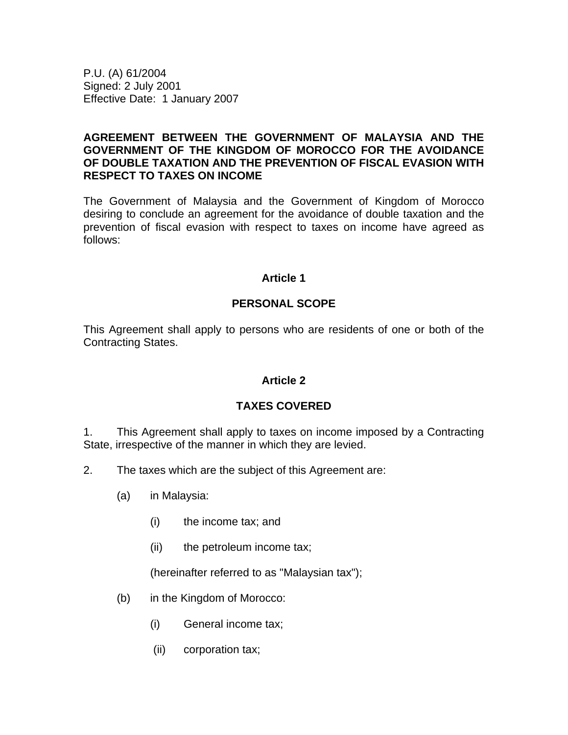P.U. (A) 61/2004
Signed: 2 July 2001
Effective Date: 1 January 2007

# AGREEMENT BETWEEN THE GOVERNMENT OF MALAYSIA AND THE GOVERNMENT OF THE KINGDOM OF MOROCCO FOR THE AVOIDANCE OF DOUBLE TAXATION AND THE PREVENTION OF FISCAL EVASION WITH RESPECT TO TAXES ON INCOME

The Government of Malaysia and the Government of Kingdom of Morocco desiring to conclude an agreement for the avoidance of double taxation and the prevention of fiscal evasion with respect to taxes on income have agreed as follows:

## Article 1

## PERSONAL SCOPE

This Agreement shall apply to persons who are residents of one or both of the Contracting States.

## Article 2

## TAXES COVERED

1. This Agreement shall apply to taxes on income imposed by a Contracting State, irrespective of the manner in which they are levied.

2. The taxes which are the subject of this Agreement are:

   (a) in Malaysia:

      (i) the income tax; and

      (ii) the petroleum income tax;

      (hereinafter referred to as "Malaysian tax");

   (b) in the Kingdom of Morocco:

      (i) General income tax;

      (ii) corporation tax;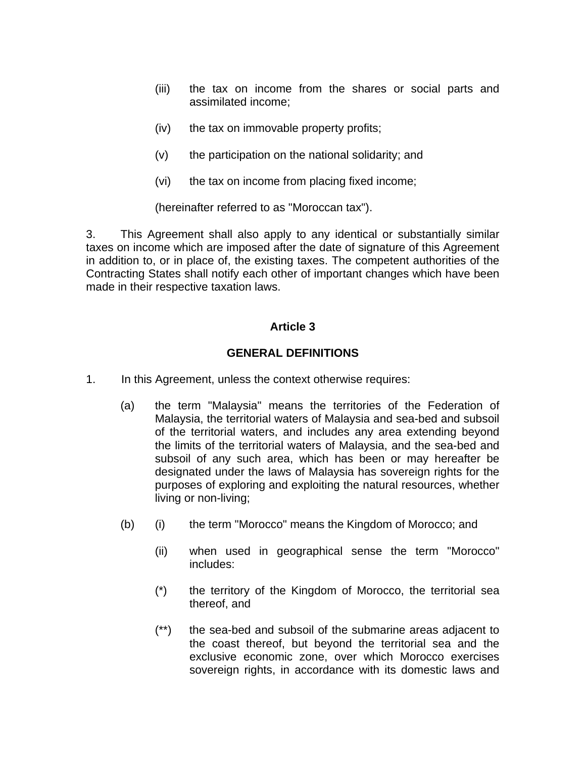(iii) the tax on income from the shares or social parts and assimilated income;

(iv) the tax on immovable property profits;

(v) the participation on the national solidarity; and

(vi) the tax on income from placing fixed income;

(hereinafter referred to as "Moroccan tax").

3. This Agreement shall also apply to any identical or substantially similar taxes on income which are imposed after the date of signature of this Agreement in addition to, or in place of, the existing taxes. The competent authorities of the Contracting States shall notify each other of important changes which have been made in their respective taxation laws.

## Article 3

## GENERAL DEFINITIONS

1. In this Agreement, unless the context otherwise requires:

(a) the term "Malaysia" means the territories of the Federation of Malaysia, the territorial waters of Malaysia and sea-bed and subsoil of the territorial waters, and includes any area extending beyond the limits of the territorial waters of Malaysia, and the sea-bed and subsoil of any such area, which has been or may hereafter be designated under the laws of Malaysia has sovereign rights for the purposes of exploring and exploiting the natural resources, whether living or non-living;

(b) (i) the term "Morocco" means the Kingdom of Morocco; and

(ii) when used in geographical sense the term "Morocco" includes:

(*) the territory of the Kingdom of Morocco, the territorial sea thereof, and

(**) the sea-bed and subsoil of the submarine areas adjacent to the coast thereof, but beyond the territorial sea and the exclusive economic zone, over which Morocco exercises sovereign rights, in accordance with its domestic laws and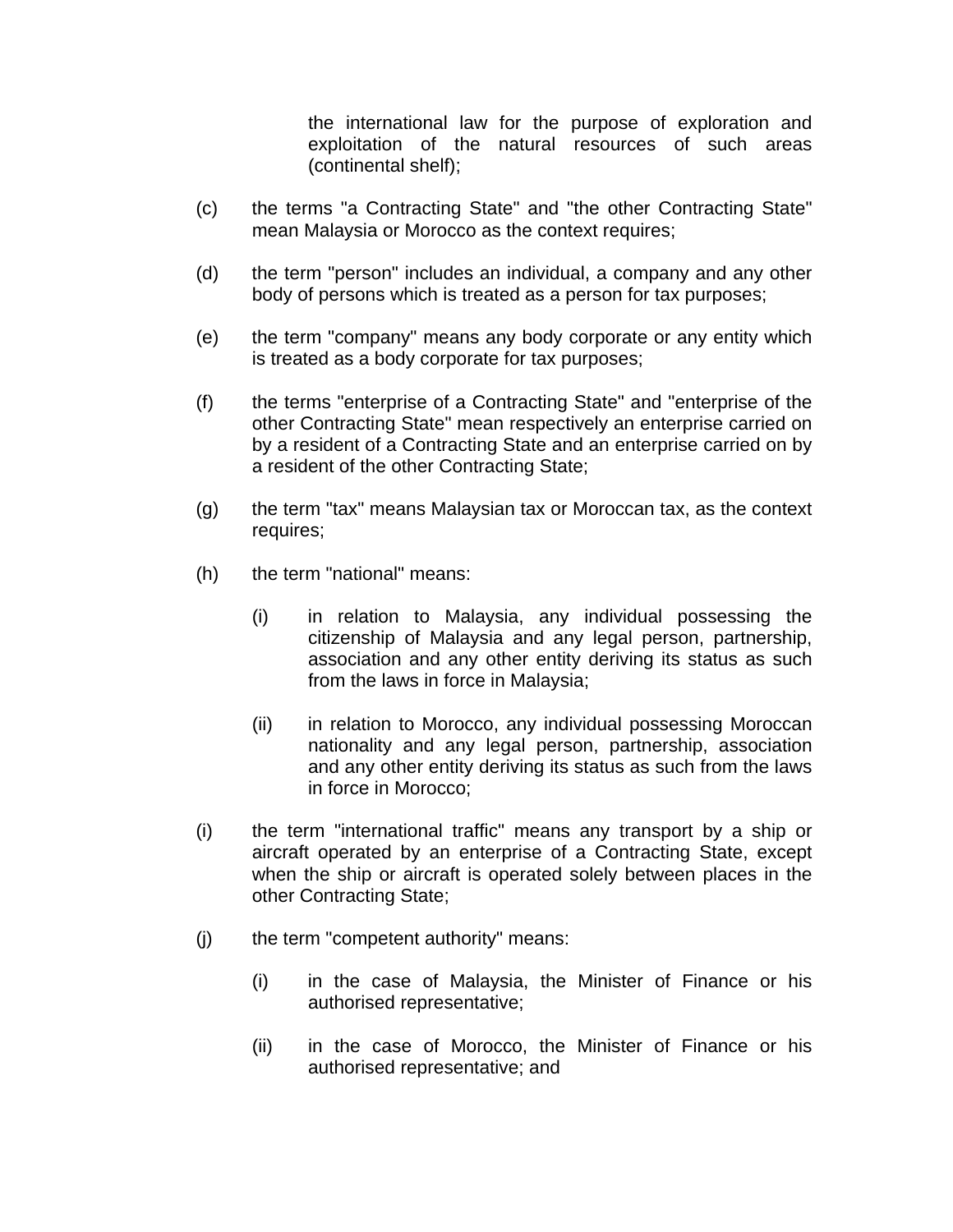the international law for the purpose of exploration and exploitation of the natural resources of such areas (continental shelf);

(c) the terms "a Contracting State" and "the other Contracting State" mean Malaysia or Morocco as the context requires;

(d) the term "person" includes an individual, a company and any other body of persons which is treated as a person for tax purposes;

(e) the term "company" means any body corporate or any entity which is treated as a body corporate for tax purposes;

(f) the terms "enterprise of a Contracting State" and "enterprise of the other Contracting State" mean respectively an enterprise carried on by a resident of a Contracting State and an enterprise carried on by a resident of the other Contracting State;

(g) the term "tax" means Malaysian tax or Moroccan tax, as the context requires;

(h) the term "national" means:

   (i) in relation to Malaysia, any individual possessing the citizenship of Malaysia and any legal person, partnership, association and any other entity deriving its status as such from the laws in force in Malaysia;

   (ii) in relation to Morocco, any individual possessing Moroccan nationality and any legal person, partnership, association and any other entity deriving its status as such from the laws in force in Morocco;

(i) the term "international traffic" means any transport by a ship or aircraft operated by an enterprise of a Contracting State, except when the ship or aircraft is operated solely between places in the other Contracting State;

(j) the term "competent authority" means:

   (i) in the case of Malaysia, the Minister of Finance or his authorised representative;

   (ii) in the case of Morocco, the Minister of Finance or his authorised representative; and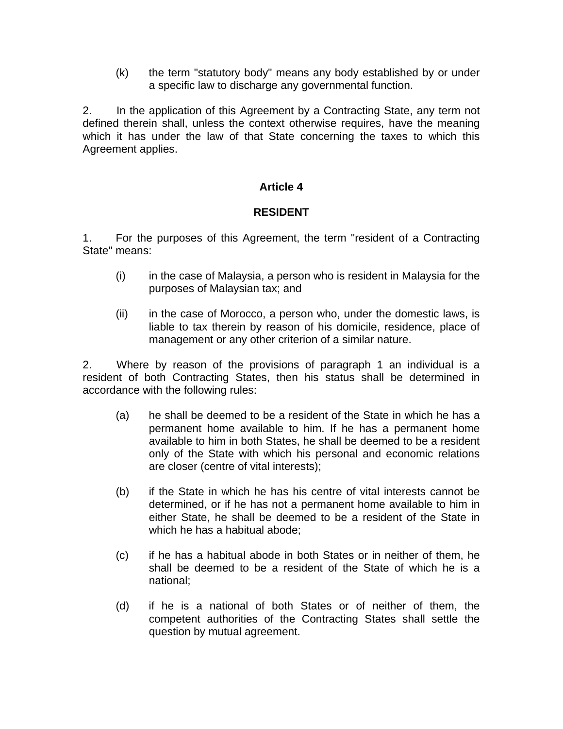(k) the term "statutory body" means any body established by or under a specific law to discharge any governmental function.

2. In the application of this Agreement by a Contracting State, any term not defined therein shall, unless the context otherwise requires, have the meaning which it has under the law of that State concerning the taxes to which this Agreement applies.

**Article 4**

**RESIDENT**

1. For the purposes of this Agreement, the term "resident of a Contracting State" means:

(i) in the case of Malaysia, a person who is resident in Malaysia for the purposes of Malaysian tax; and

(ii) in the case of Morocco, a person who, under the domestic laws, is liable to tax therein by reason of his domicile, residence, place of management or any other criterion of a similar nature.

2. Where by reason of the provisions of paragraph 1 an individual is a resident of both Contracting States, then his status shall be determined in accordance with the following rules:

(a) he shall be deemed to be a resident of the State in which he has a permanent home available to him. If he has a permanent home available to him in both States, he shall be deemed to be a resident only of the State with which his personal and economic relations are closer (centre of vital interests);

(b) if the State in which he has his centre of vital interests cannot be determined, or if he has not a permanent home available to him in either State, he shall be deemed to be a resident of the State in which he has a habitual abode;

(c) if he has a habitual abode in both States or in neither of them, he shall be deemed to be a resident of the State of which he is a national;

(d) if he is a national of both States or of neither of them, the competent authorities of the Contracting States shall settle the question by mutual agreement.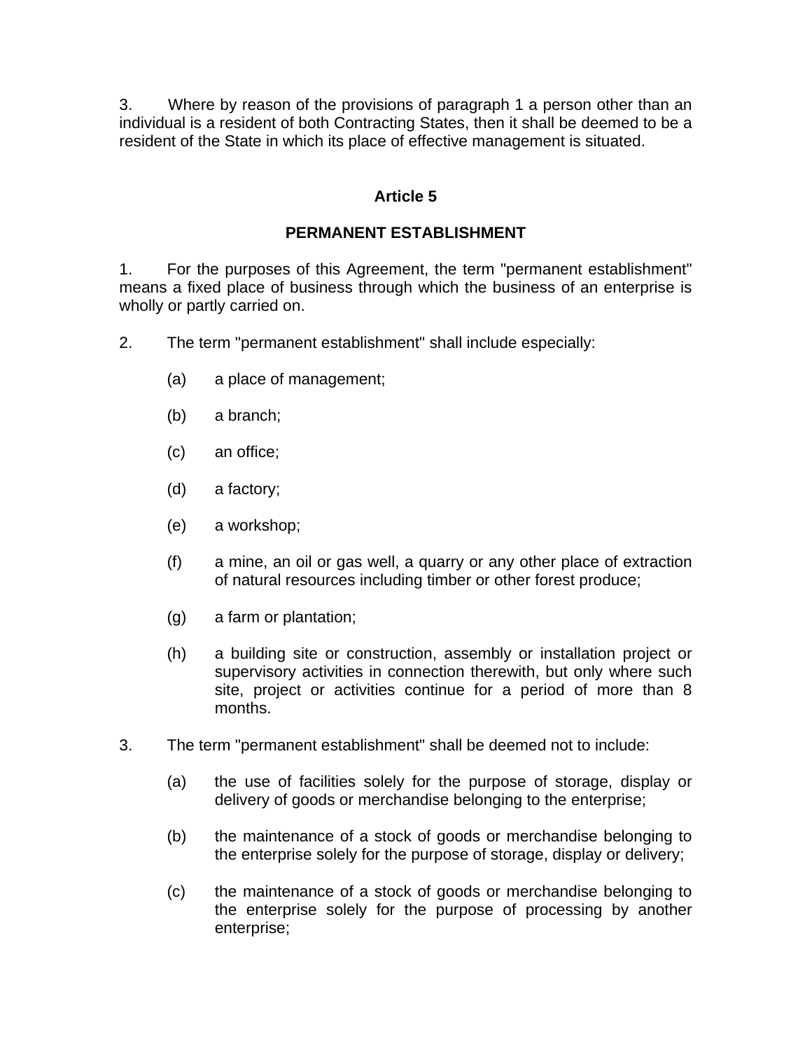3. Where by reason of the provisions of paragraph 1 a person other than an individual is a resident of both Contracting States, then it shall be deemed to be a resident of the State in which its place of effective management is situated.

## Article 5

## PERMANENT ESTABLISHMENT

1. For the purposes of this Agreement, the term "permanent establishment" means a fixed place of business through which the business of an enterprise is wholly or partly carried on.

2. The term "permanent establishment" shall include especially:

   (a) a place of management;

   (b) a branch;

   (c) an office;

   (d) a factory;

   (e) a workshop;

   (f) a mine, an oil or gas well, a quarry or any other place of extraction of natural resources including timber or other forest produce;

   (g) a farm or plantation;

   (h) a building site or construction, assembly or installation project or supervisory activities in connection therewith, but only where such site, project or activities continue for a period of more than 8 months.

3. The term "permanent establishment" shall be deemed not to include:

   (a) the use of facilities solely for the purpose of storage, display or delivery of goods or merchandise belonging to the enterprise;

   (b) the maintenance of a stock of goods or merchandise belonging to the enterprise solely for the purpose of storage, display or delivery;

   (c) the maintenance of a stock of goods or merchandise belonging to the enterprise solely for the purpose of processing by another enterprise;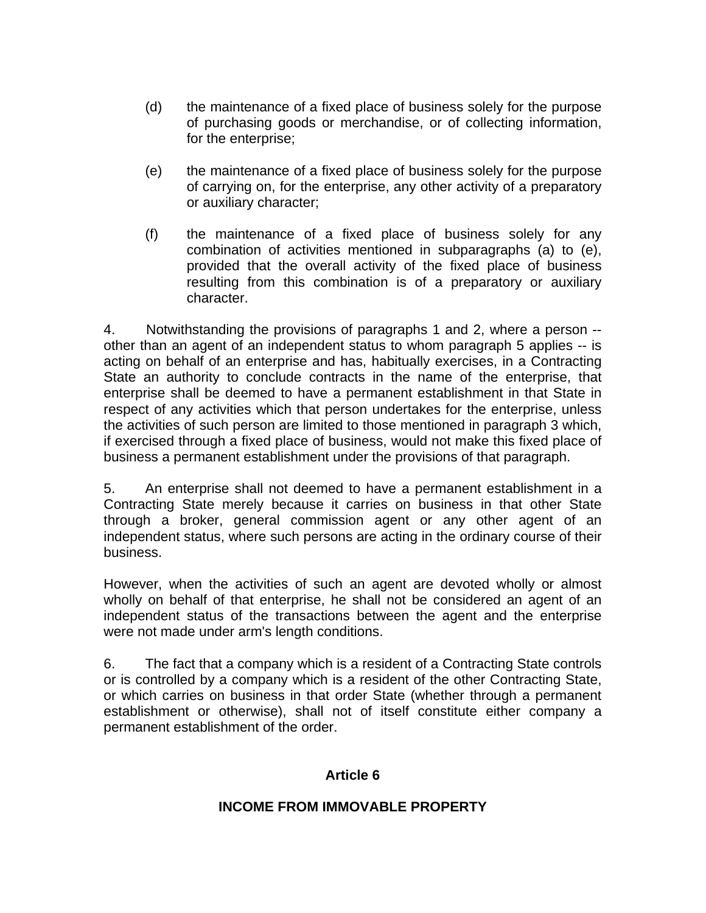(d) the maintenance of a fixed place of business solely for the purpose of purchasing goods or merchandise, or of collecting information, for the enterprise;

(e) the maintenance of a fixed place of business solely for the purpose of carrying on, for the enterprise, any other activity of a preparatory or auxiliary character;

(f) the maintenance of a fixed place of business solely for any combination of activities mentioned in subparagraphs (a) to (e), provided that the overall activity of the fixed place of business resulting from this combination is of a preparatory or auxiliary character.

4. Notwithstanding the provisions of paragraphs 1 and 2, where a person -- other than an agent of an independent status to whom paragraph 5 applies -- is acting on behalf of an enterprise and has, habitually exercises, in a Contracting State an authority to conclude contracts in the name of the enterprise, that enterprise shall be deemed to have a permanent establishment in that State in respect of any activities which that person undertakes for the enterprise, unless the activities of such person are limited to those mentioned in paragraph 3 which, if exercised through a fixed place of business, would not make this fixed place of business a permanent establishment under the provisions of that paragraph.

5. An enterprise shall not deemed to have a permanent establishment in a Contracting State merely because it carries on business in that other State through a broker, general commission agent or any other agent of an independent status, where such persons are acting in the ordinary course of their business.

However, when the activities of such an agent are devoted wholly or almost wholly on behalf of that enterprise, he shall not be considered an agent of an independent status of the transactions between the agent and the enterprise were not made under arm's length conditions.

6. The fact that a company which is a resident of a Contracting State controls or is controlled by a company which is a resident of the other Contracting State, or which carries on business in that order State (whether through a permanent establishment or otherwise), shall not of itself constitute either company a permanent establishment of the order.

## Article 6

## INCOME FROM IMMOVABLE PROPERTY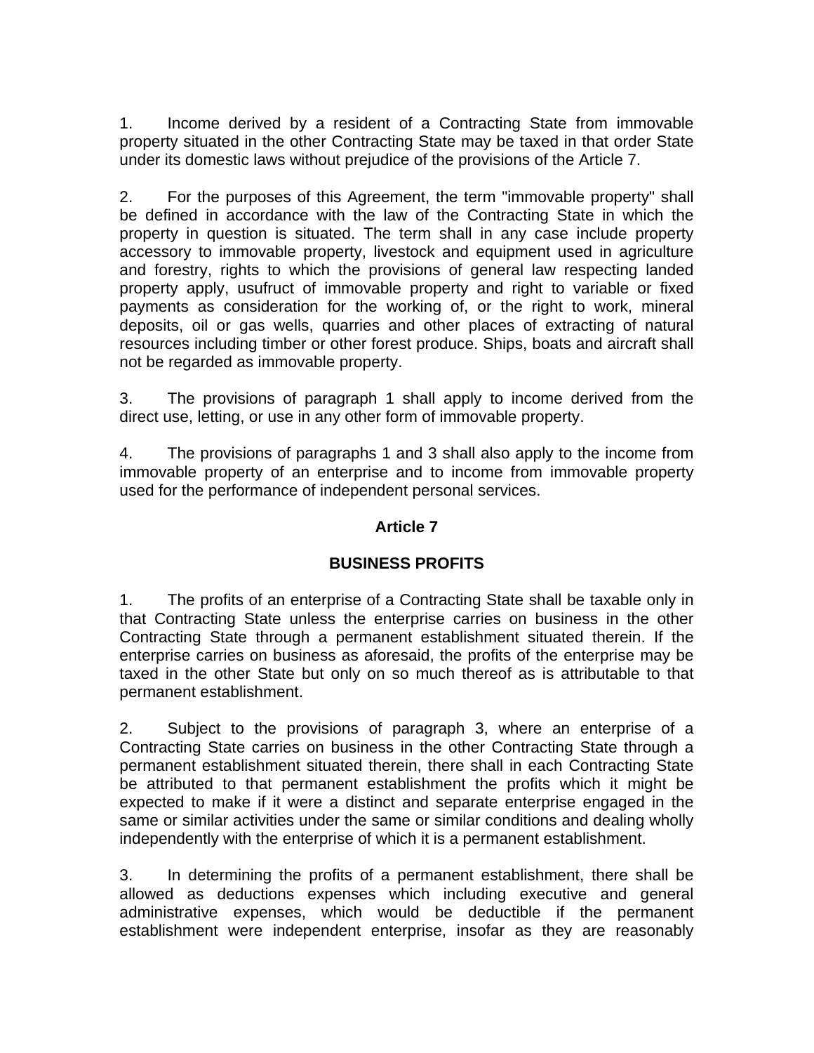1. Income derived by a resident of a Contracting State from immovable property situated in the other Contracting State may be taxed in that order State under its domestic laws without prejudice of the provisions of the Article 7.

2. For the purposes of this Agreement, the term "immovable property" shall be defined in accordance with the law of the Contracting State in which the property in question is situated. The term shall in any case include property accessory to immovable property, livestock and equipment used in agriculture and forestry, rights to which the provisions of general law respecting landed property apply, usufruct of immovable property and right to variable or fixed payments as consideration for the working of, or the right to work, mineral deposits, oil or gas wells, quarries and other places of extracting of natural resources including timber or other forest produce. Ships, boats and aircraft shall not be regarded as immovable property.

3. The provisions of paragraph 1 shall apply to income derived from the direct use, letting, or use in any other form of immovable property.

4. The provisions of paragraphs 1 and 3 shall also apply to the income from immovable property of an enterprise and to income from immovable property used for the performance of independent personal services.

## Article 7

## BUSINESS PROFITS

1. The profits of an enterprise of a Contracting State shall be taxable only in that Contracting State unless the enterprise carries on business in the other Contracting State through a permanent establishment situated therein. If the enterprise carries on business as aforesaid, the profits of the enterprise may be taxed in the other State but only on so much thereof as is attributable to that permanent establishment.

2. Subject to the provisions of paragraph 3, where an enterprise of a Contracting State carries on business in the other Contracting State through a permanent establishment situated therein, there shall in each Contracting State be attributed to that permanent establishment the profits which it might be expected to make if it were a distinct and separate enterprise engaged in the same or similar activities under the same or similar conditions and dealing wholly independently with the enterprise of which it is a permanent establishment.

3. In determining the profits of a permanent establishment, there shall be allowed as deductions expenses which including executive and general administrative expenses, which would be deductible if the permanent establishment were independent enterprise, insofar as they are reasonably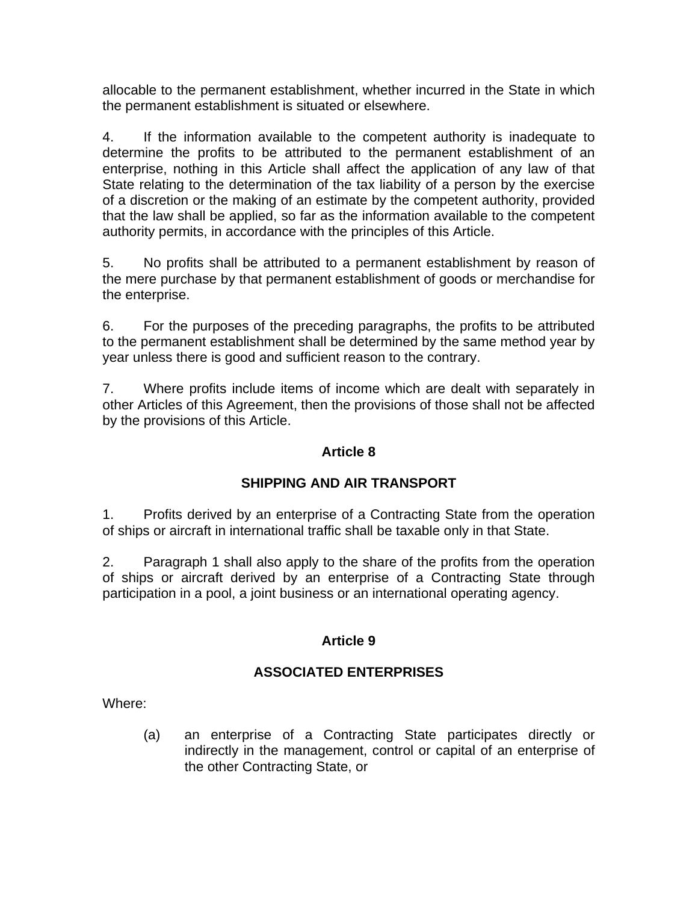allocable to the permanent establishment, whether incurred in the State in which the permanent establishment is situated or elsewhere.

4. If the information available to the competent authority is inadequate to determine the profits to be attributed to the permanent establishment of an enterprise, nothing in this Article shall affect the application of any law of that State relating to the determination of the tax liability of a person by the exercise of a discretion or the making of an estimate by the competent authority, provided that the law shall be applied, so far as the information available to the competent authority permits, in accordance with the principles of this Article.

5. No profits shall be attributed to a permanent establishment by reason of the mere purchase by that permanent establishment of goods or merchandise for the enterprise.

6. For the purposes of the preceding paragraphs, the profits to be attributed to the permanent establishment shall be determined by the same method year by year unless there is good and sufficient reason to the contrary.

7. Where profits include items of income which are dealt with separately in other Articles of this Agreement, then the provisions of those shall not be affected by the provisions of this Article.

## Article 8

## SHIPPING AND AIR TRANSPORT

1. Profits derived by an enterprise of a Contracting State from the operation of ships or aircraft in international traffic shall be taxable only in that State.

2. Paragraph 1 shall also apply to the share of the profits from the operation of ships or aircraft derived by an enterprise of a Contracting State through participation in a pool, a joint business or an international operating agency.

## Article 9

## ASSOCIATED ENTERPRISES

Where:

(a) an enterprise of a Contracting State participates directly or indirectly in the management, control or capital of an enterprise of the other Contracting State, or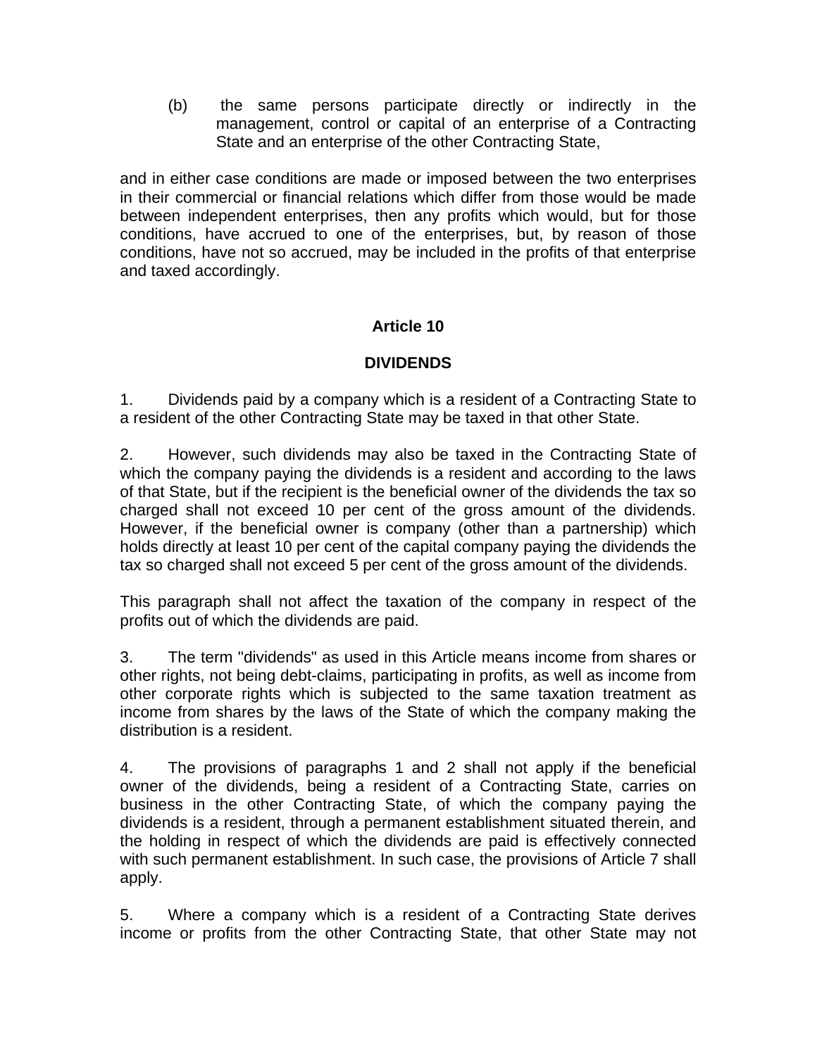(b) the same persons participate directly or indirectly in the management, control or capital of an enterprise of a Contracting State and an enterprise of the other Contracting State,

and in either case conditions are made or imposed between the two enterprises in their commercial or financial relations which differ from those would be made between independent enterprises, then any profits which would, but for those conditions, have accrued to one of the enterprises, but, by reason of those conditions, have not so accrued, may be included in the profits of that enterprise and taxed accordingly.

## Article 10

## DIVIDENDS

1. Dividends paid by a company which is a resident of a Contracting State to a resident of the other Contracting State may be taxed in that other State.

2. However, such dividends may also be taxed in the Contracting State of which the company paying the dividends is a resident and according to the laws of that State, but if the recipient is the beneficial owner of the dividends the tax so charged shall not exceed 10 per cent of the gross amount of the dividends. However, if the beneficial owner is company (other than a partnership) which holds directly at least 10 per cent of the capital company paying the dividends the tax so charged shall not exceed 5 per cent of the gross amount of the dividends.

This paragraph shall not affect the taxation of the company in respect of the profits out of which the dividends are paid.

3. The term "dividends" as used in this Article means income from shares or other rights, not being debt-claims, participating in profits, as well as income from other corporate rights which is subjected to the same taxation treatment as income from shares by the laws of the State of which the company making the distribution is a resident.

4. The provisions of paragraphs 1 and 2 shall not apply if the beneficial owner of the dividends, being a resident of a Contracting State, carries on business in the other Contracting State, of which the company paying the dividends is a resident, through a permanent establishment situated therein, and the holding in respect of which the dividends are paid is effectively connected with such permanent establishment. In such case, the provisions of Article 7 shall apply.

5. Where a company which is a resident of a Contracting State derives income or profits from the other Contracting State, that other State may not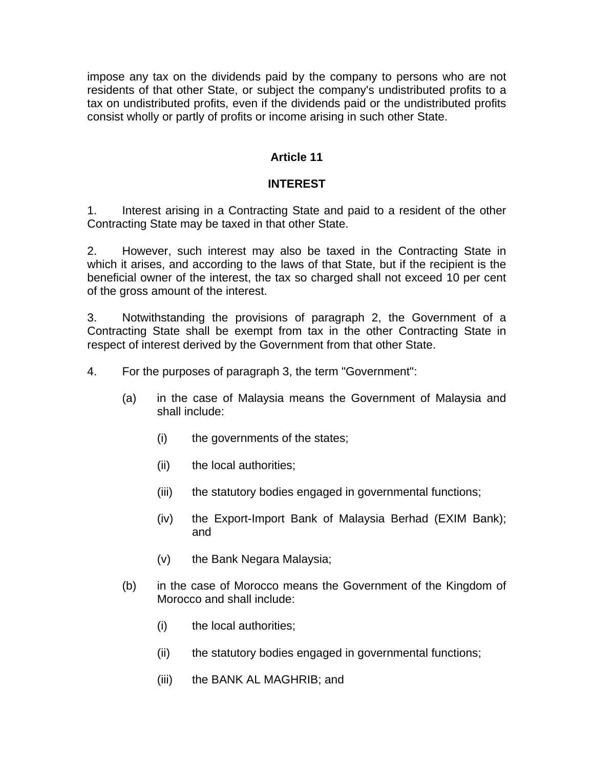impose any tax on the dividends paid by the company to persons who are not residents of that other State, or subject the company's undistributed profits to a tax on undistributed profits, even if the dividends paid or the undistributed profits consist wholly or partly of profits or income arising in such other State.

## Article 11

## INTEREST

1. Interest arising in a Contracting State and paid to a resident of the other Contracting State may be taxed in that other State.

2. However, such interest may also be taxed in the Contracting State in which it arises, and according to the laws of that State, but if the recipient is the beneficial owner of the interest, the tax so charged shall not exceed 10 per cent of the gross amount of the interest.

3. Notwithstanding the provisions of paragraph 2, the Government of a Contracting State shall be exempt from tax in the other Contracting State in respect of interest derived by the Government from that other State.

4. For the purposes of paragraph 3, the term "Government":

   (a) in the case of Malaysia means the Government of Malaysia and shall include:

      (i) the governments of the states;

      (ii) the local authorities;

      (iii) the statutory bodies engaged in governmental functions;

      (iv) the Export-Import Bank of Malaysia Berhad (EXIM Bank); and

      (v) the Bank Negara Malaysia;

   (b) in the case of Morocco means the Government of the Kingdom of Morocco and shall include:

      (i) the local authorities;

      (ii) the statutory bodies engaged in governmental functions;

      (iii) the BANK AL MAGHRIB; and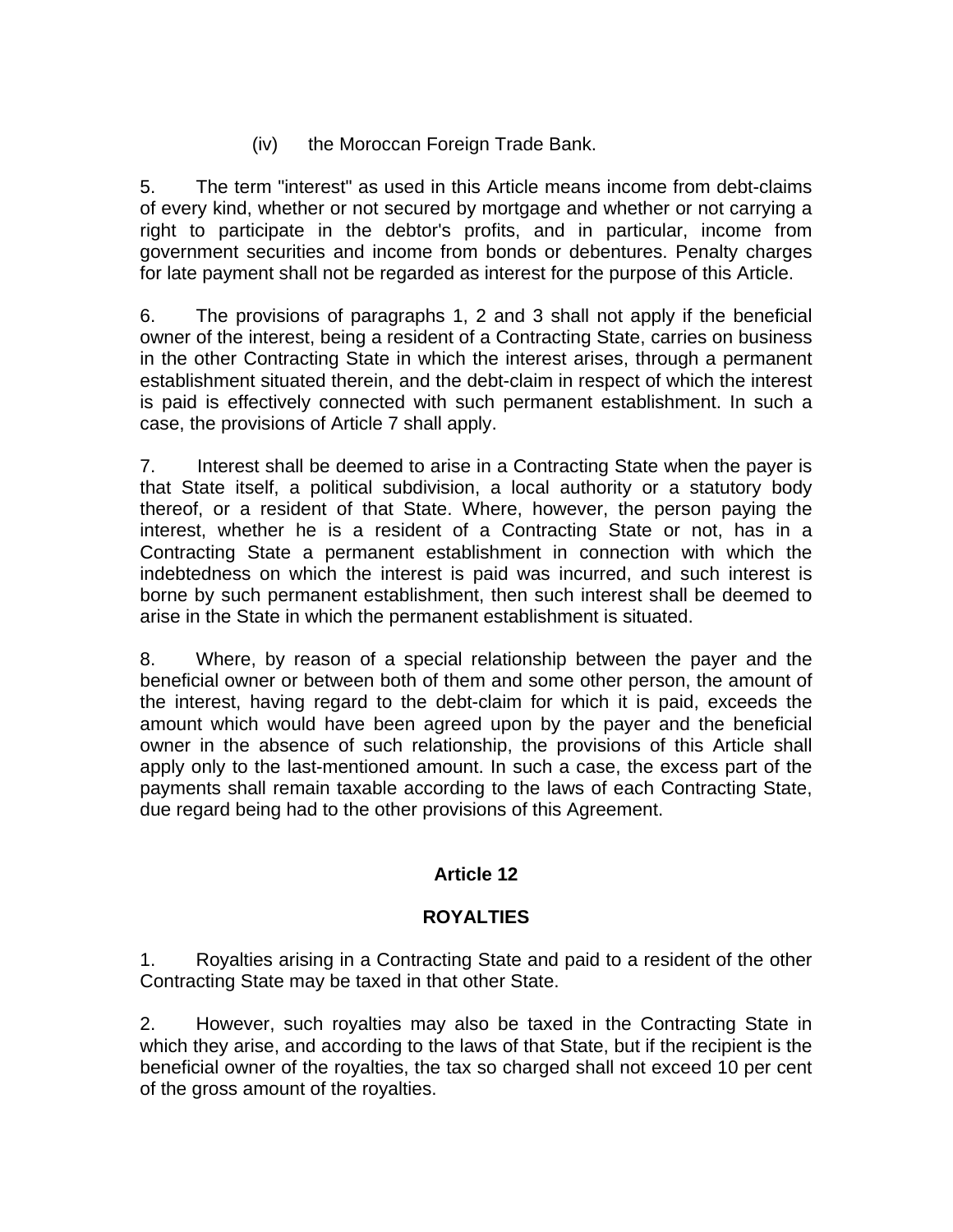(iv) the Moroccan Foreign Trade Bank.

5. The term "interest" as used in this Article means income from debt-claims of every kind, whether or not secured by mortgage and whether or not carrying a right to participate in the debtor's profits, and in particular, income from government securities and income from bonds or debentures. Penalty charges for late payment shall not be regarded as interest for the purpose of this Article.

6. The provisions of paragraphs 1, 2 and 3 shall not apply if the beneficial owner of the interest, being a resident of a Contracting State, carries on business in the other Contracting State in which the interest arises, through a permanent establishment situated therein, and the debt-claim in respect of which the interest is paid is effectively connected with such permanent establishment. In such a case, the provisions of Article 7 shall apply.

7. Interest shall be deemed to arise in a Contracting State when the payer is that State itself, a political subdivision, a local authority or a statutory body thereof, or a resident of that State. Where, however, the person paying the interest, whether he is a resident of a Contracting State or not, has in a Contracting State a permanent establishment in connection with which the indebtedness on which the interest is paid was incurred, and such interest is borne by such permanent establishment, then such interest shall be deemed to arise in the State in which the permanent establishment is situated.

8. Where, by reason of a special relationship between the payer and the beneficial owner or between both of them and some other person, the amount of the interest, having regard to the debt-claim for which it is paid, exceeds the amount which would have been agreed upon by the payer and the beneficial owner in the absence of such relationship, the provisions of this Article shall apply only to the last-mentioned amount. In such a case, the excess part of the payments shall remain taxable according to the laws of each Contracting State, due regard being had to the other provisions of this Agreement.

## Article 12

## ROYALTIES

1. Royalties arising in a Contracting State and paid to a resident of the other Contracting State may be taxed in that other State.

2. However, such royalties may also be taxed in the Contracting State in which they arise, and according to the laws of that State, but if the recipient is the beneficial owner of the royalties, the tax so charged shall not exceed 10 per cent of the gross amount of the royalties.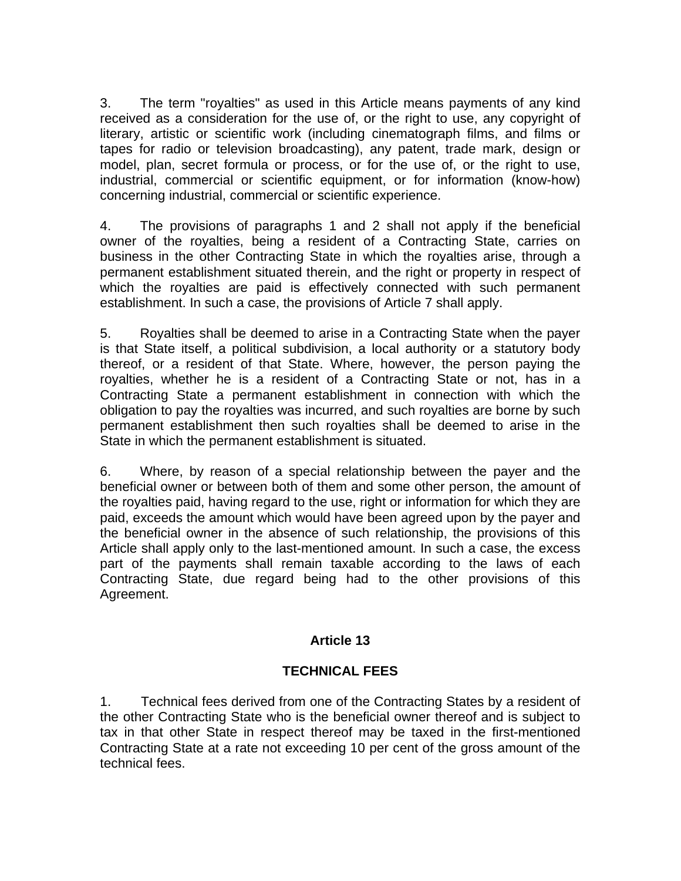3. The term "royalties" as used in this Article means payments of any kind received as a consideration for the use of, or the right to use, any copyright of literary, artistic or scientific work (including cinematograph films, and films or tapes for radio or television broadcasting), any patent, trade mark, design or model, plan, secret formula or process, or for the use of, or the right to use, industrial, commercial or scientific equipment, or for information (know-how) concerning industrial, commercial or scientific experience.

4. The provisions of paragraphs 1 and 2 shall not apply if the beneficial owner of the royalties, being a resident of a Contracting State, carries on business in the other Contracting State in which the royalties arise, through a permanent establishment situated therein, and the right or property in respect of which the royalties are paid is effectively connected with such permanent establishment. In such a case, the provisions of Article 7 shall apply.

5. Royalties shall be deemed to arise in a Contracting State when the payer is that State itself, a political subdivision, a local authority or a statutory body thereof, or a resident of that State. Where, however, the person paying the royalties, whether he is a resident of a Contracting State or not, has in a Contracting State a permanent establishment in connection with which the obligation to pay the royalties was incurred, and such royalties are borne by such permanent establishment then such royalties shall be deemed to arise in the State in which the permanent establishment is situated.

6. Where, by reason of a special relationship between the payer and the beneficial owner or between both of them and some other person, the amount of the royalties paid, having regard to the use, right or information for which they are paid, exceeds the amount which would have been agreed upon by the payer and the beneficial owner in the absence of such relationship, the provisions of this Article shall apply only to the last-mentioned amount. In such a case, the excess part of the payments shall remain taxable according to the laws of each Contracting State, due regard being had to the other provisions of this Agreement.

## Article 13

## TECHNICAL FEES

1. Technical fees derived from one of the Contracting States by a resident of the other Contracting State who is the beneficial owner thereof and is subject to tax in that other State in respect thereof may be taxed in the first-mentioned Contracting State at a rate not exceeding 10 per cent of the gross amount of the technical fees.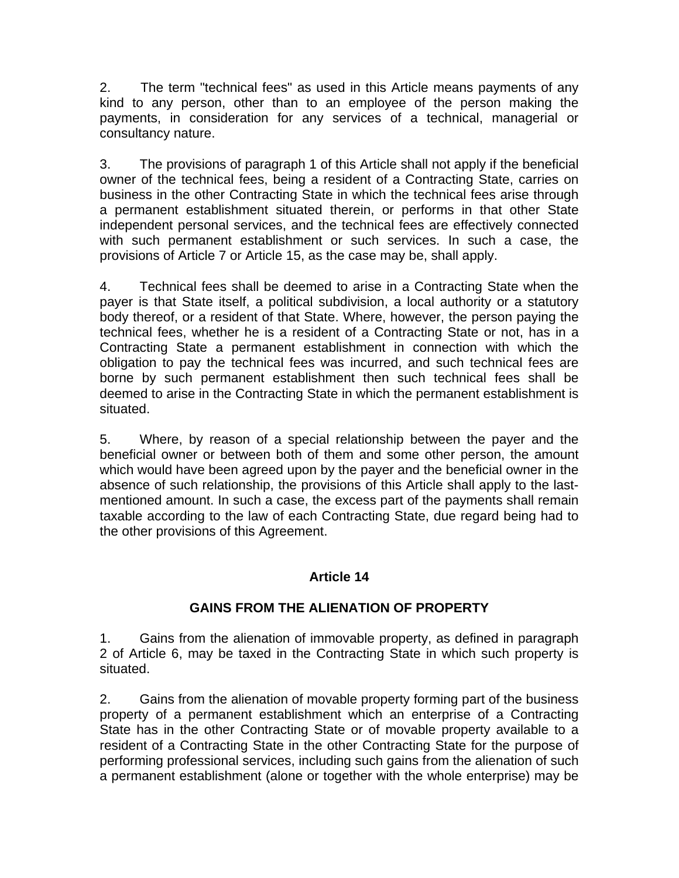2. The term "technical fees" as used in this Article means payments of any kind to any person, other than to an employee of the person making the payments, in consideration for any services of a technical, managerial or consultancy nature.

3. The provisions of paragraph 1 of this Article shall not apply if the beneficial owner of the technical fees, being a resident of a Contracting State, carries on business in the other Contracting State in which the technical fees arise through a permanent establishment situated therein, or performs in that other State independent personal services, and the technical fees are effectively connected with such permanent establishment or such services. In such a case, the provisions of Article 7 or Article 15, as the case may be, shall apply.

4. Technical fees shall be deemed to arise in a Contracting State when the payer is that State itself, a political subdivision, a local authority or a statutory body thereof, or a resident of that State. Where, however, the person paying the technical fees, whether he is a resident of a Contracting State or not, has in a Contracting State a permanent establishment in connection with which the obligation to pay the technical fees was incurred, and such technical fees are borne by such permanent establishment then such technical fees shall be deemed to arise in the Contracting State in which the permanent establishment is situated.

5. Where, by reason of a special relationship between the payer and the beneficial owner or between both of them and some other person, the amount which would have been agreed upon by the payer and the beneficial owner in the absence of such relationship, the provisions of this Article shall apply to the last-mentioned amount. In such a case, the excess part of the payments shall remain taxable according to the law of each Contracting State, due regard being had to the other provisions of this Agreement.

## Article 14

## GAINS FROM THE ALIENATION OF PROPERTY

1. Gains from the alienation of immovable property, as defined in paragraph 2 of Article 6, may be taxed in the Contracting State in which such property is situated.

2. Gains from the alienation of movable property forming part of the business property of a permanent establishment which an enterprise of a Contracting State has in the other Contracting State or of movable property available to a resident of a Contracting State in the other Contracting State for the purpose of performing professional services, including such gains from the alienation of such a permanent establishment (alone or together with the whole enterprise) may be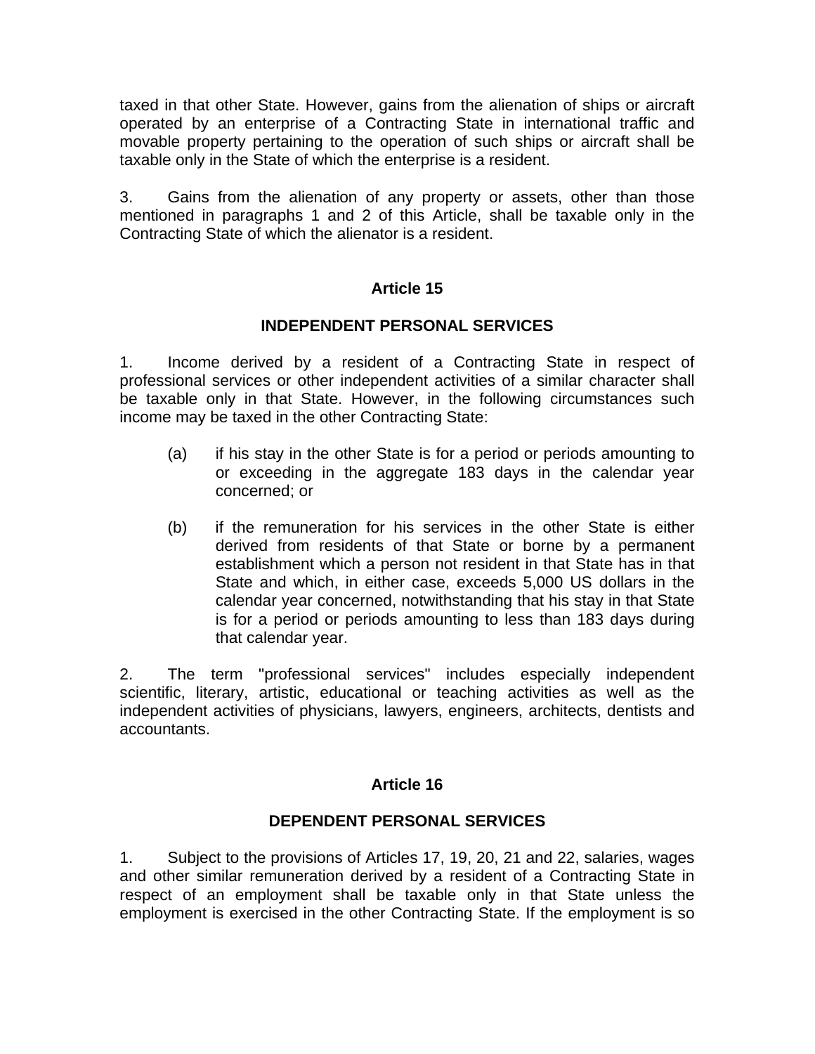taxed in that other State. However, gains from the alienation of ships or aircraft operated by an enterprise of a Contracting State in international traffic and movable property pertaining to the operation of such ships or aircraft shall be taxable only in the State of which the enterprise is a resident.

3. Gains from the alienation of any property or assets, other than those mentioned in paragraphs 1 and 2 of this Article, shall be taxable only in the Contracting State of which the alienator is a resident.

## Article 15

## INDEPENDENT PERSONAL SERVICES

1. Income derived by a resident of a Contracting State in respect of professional services or other independent activities of a similar character shall be taxable only in that State. However, in the following circumstances such income may be taxed in the other Contracting State:

   (a) if his stay in the other State is for a period or periods amounting to or exceeding in the aggregate 183 days in the calendar year concerned; or

   (b) if the remuneration for his services in the other State is either derived from residents of that State or borne by a permanent establishment which a person not resident in that State has in that State and which, in either case, exceeds 5,000 US dollars in the calendar year concerned, notwithstanding that his stay in that State is for a period or periods amounting to less than 183 days during that calendar year.

2. The term "professional services" includes especially independent scientific, literary, artistic, educational or teaching activities as well as the independent activities of physicians, lawyers, engineers, architects, dentists and accountants.

## Article 16

## DEPENDENT PERSONAL SERVICES

1. Subject to the provisions of Articles 17, 19, 20, 21 and 22, salaries, wages and other similar remuneration derived by a resident of a Contracting State in respect of an employment shall be taxable only in that State unless the employment is exercised in the other Contracting State. If the employment is so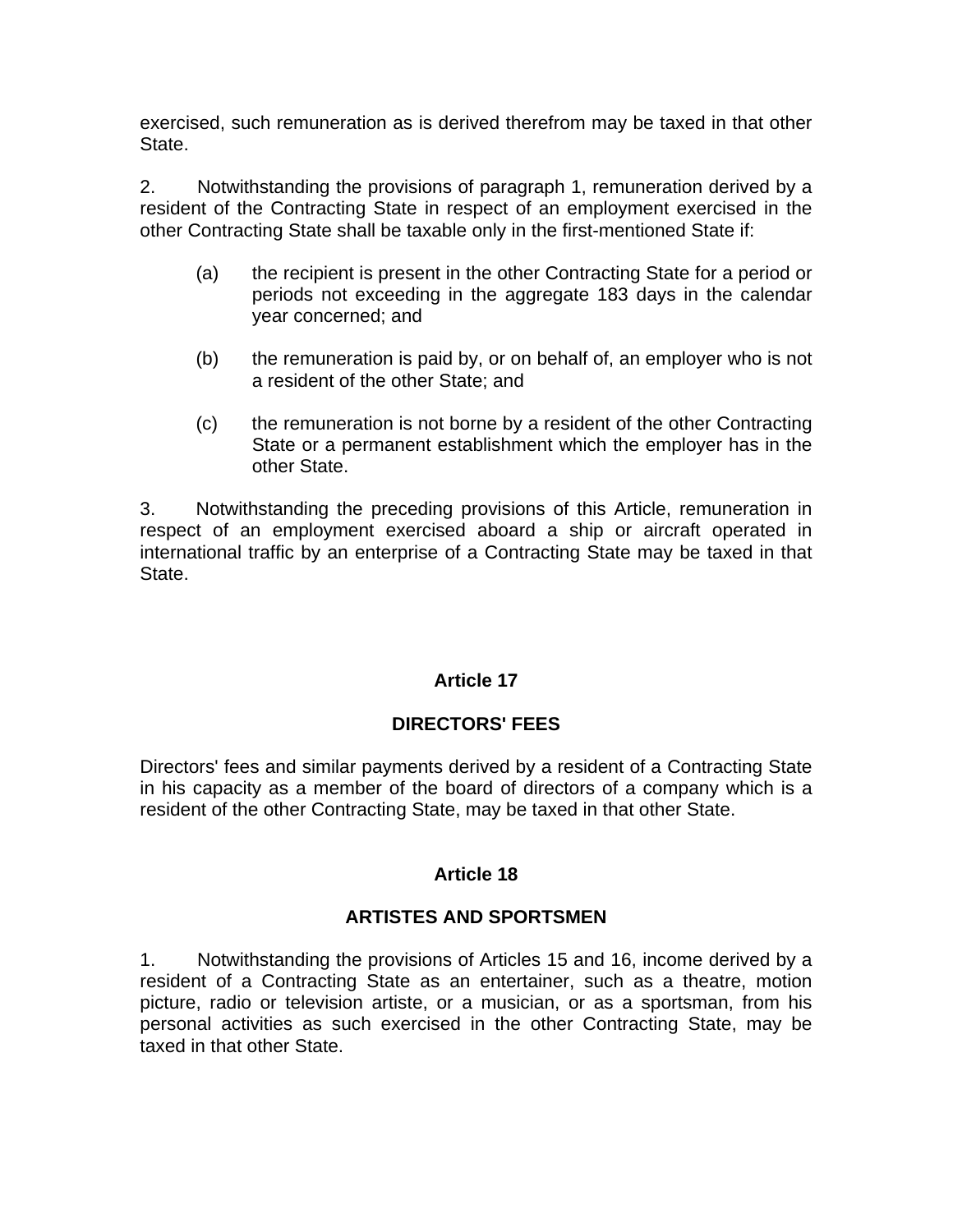exercised, such remuneration as is derived therefrom may be taxed in that other State.

2. Notwithstanding the provisions of paragraph 1, remuneration derived by a resident of the Contracting State in respect of an employment exercised in the other Contracting State shall be taxable only in the first-mentioned State if:

(a) the recipient is present in the other Contracting State for a period or periods not exceeding in the aggregate 183 days in the calendar year concerned; and

(b) the remuneration is paid by, or on behalf of, an employer who is not a resident of the other State; and

(c) the remuneration is not borne by a resident of the other Contracting State or a permanent establishment which the employer has in the other State.

3. Notwithstanding the preceding provisions of this Article, remuneration in respect of an employment exercised aboard a ship or aircraft operated in international traffic by an enterprise of a Contracting State may be taxed in that State.

## Article 17

## DIRECTORS' FEES

Directors' fees and similar payments derived by a resident of a Contracting State in his capacity as a member of the board of directors of a company which is a resident of the other Contracting State, may be taxed in that other State.

## Article 18

## ARTISTES AND SPORTSMEN

1. Notwithstanding the provisions of Articles 15 and 16, income derived by a resident of a Contracting State as an entertainer, such as a theatre, motion picture, radio or television artiste, or a musician, or as a sportsman, from his personal activities as such exercised in the other Contracting State, may be taxed in that other State.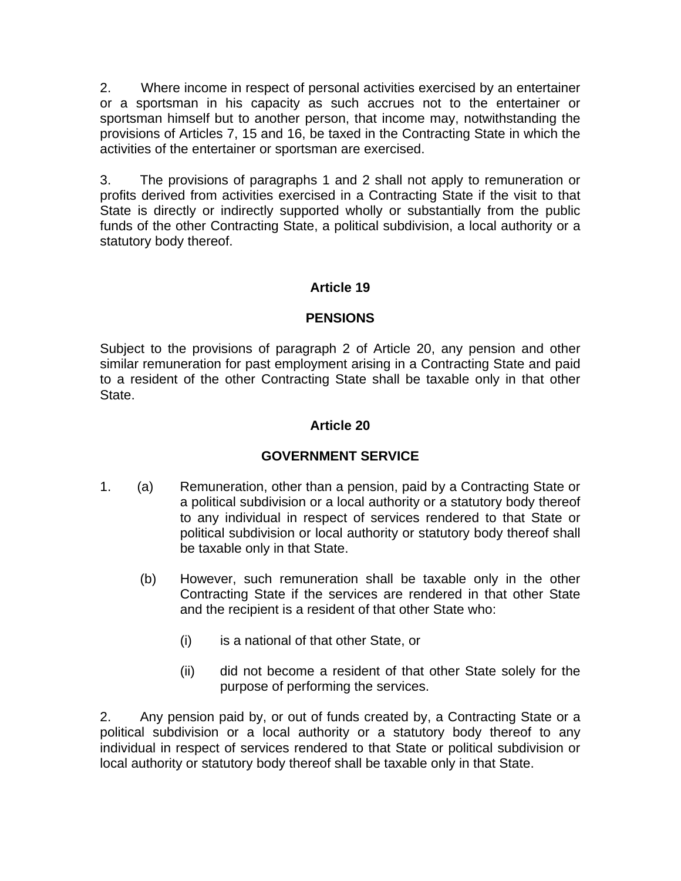2. Where income in respect of personal activities exercised by an entertainer or a sportsman in his capacity as such accrues not to the entertainer or sportsman himself but to another person, that income may, notwithstanding the provisions of Articles 7, 15 and 16, be taxed in the Contracting State in which the activities of the entertainer or sportsman are exercised.

3. The provisions of paragraphs 1 and 2 shall not apply to remuneration or profits derived from activities exercised in a Contracting State if the visit to that State is directly or indirectly supported wholly or substantially from the public funds of the other Contracting State, a political subdivision, a local authority or a statutory body thereof.

## Article 19

## PENSIONS

Subject to the provisions of paragraph 2 of Article 20, any pension and other similar remuneration for past employment arising in a Contracting State and paid to a resident of the other Contracting State shall be taxable only in that other State.

## Article 20

## GOVERNMENT SERVICE

1. (a) Remuneration, other than a pension, paid by a Contracting State or a political subdivision or a local authority or a statutory body thereof to any individual in respect of services rendered to that State or political subdivision or local authority or statutory body thereof shall be taxable only in that State.

   (b) However, such remuneration shall be taxable only in the other Contracting State if the services are rendered in that other State and the recipient is a resident of that other State who:

      (i) is a national of that other State, or

      (ii) did not become a resident of that other State solely for the purpose of performing the services.

2. Any pension paid by, or out of funds created by, a Contracting State or a political subdivision or a local authority or a statutory body thereof to any individual in respect of services rendered to that State or political subdivision or local authority or statutory body thereof shall be taxable only in that State.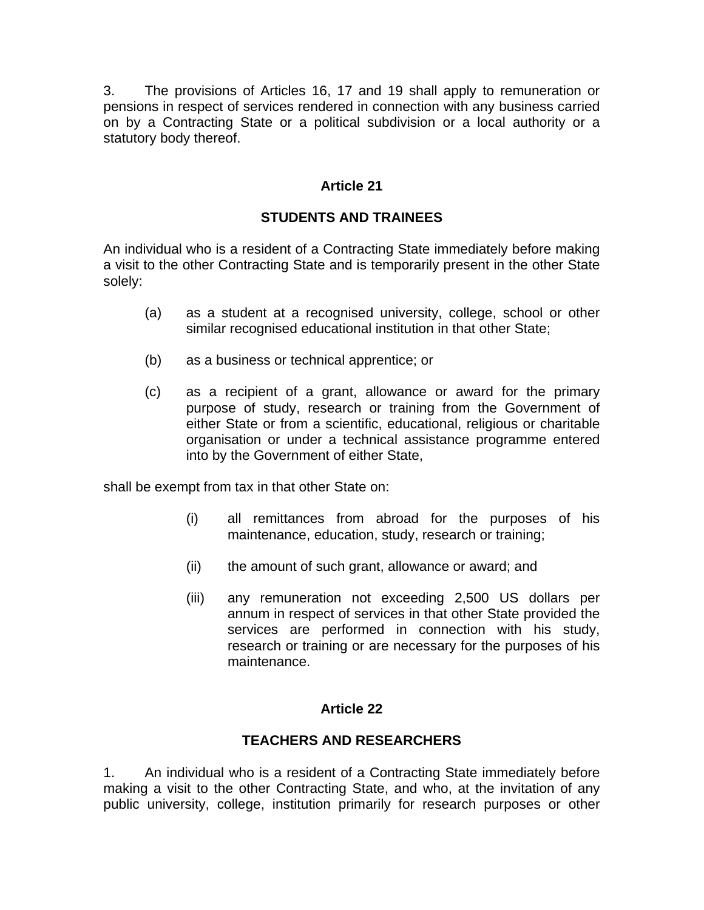3. The provisions of Articles 16, 17 and 19 shall apply to remuneration or pensions in respect of services rendered in connection with any business carried on by a Contracting State or a political subdivision or a local authority or a statutory body thereof.

## Article 21

## STUDENTS AND TRAINEES

An individual who is a resident of a Contracting State immediately before making a visit to the other Contracting State and is temporarily present in the other State solely:

(a) as a student at a recognised university, college, school or other similar recognised educational institution in that other State;

(b) as a business or technical apprentice; or

(c) as a recipient of a grant, allowance or award for the primary purpose of study, research or training from the Government of either State or from a scientific, educational, religious or charitable organisation or under a technical assistance programme entered into by the Government of either State,

shall be exempt from tax in that other State on:

(i) all remittances from abroad for the purposes of his maintenance, education, study, research or training;

(ii) the amount of such grant, allowance or award; and

(iii) any remuneration not exceeding 2,500 US dollars per annum in respect of services in that other State provided the services are performed in connection with his study, research or training or are necessary for the purposes of his maintenance.

## Article 22

## TEACHERS AND RESEARCHERS

1. An individual who is a resident of a Contracting State immediately before making a visit to the other Contracting State, and who, at the invitation of any public university, college, institution primarily for research purposes or other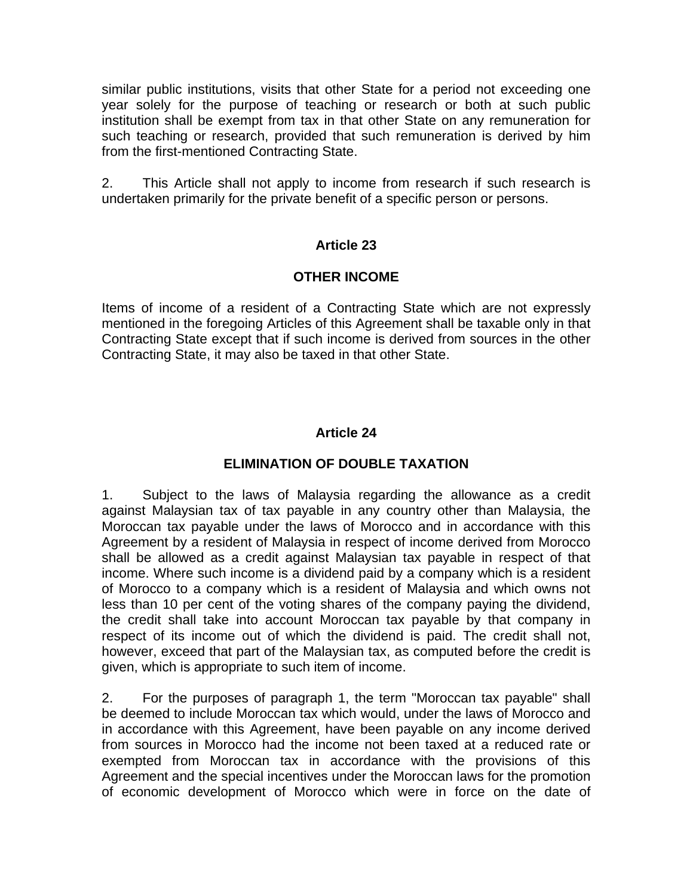similar public institutions, visits that other State for a period not exceeding one year solely for the purpose of teaching or research or both at such public institution shall be exempt from tax in that other State on any remuneration for such teaching or research, provided that such remuneration is derived by him from the first-mentioned Contracting State.

2. This Article shall not apply to income from research if such research is undertaken primarily for the private benefit of a specific person or persons.

## Article 23

## OTHER INCOME

Items of income of a resident of a Contracting State which are not expressly mentioned in the foregoing Articles of this Agreement shall be taxable only in that Contracting State except that if such income is derived from sources in the other Contracting State, it may also be taxed in that other State.

## Article 24

## ELIMINATION OF DOUBLE TAXATION

1. Subject to the laws of Malaysia regarding the allowance as a credit against Malaysian tax of tax payable in any country other than Malaysia, the Moroccan tax payable under the laws of Morocco and in accordance with this Agreement by a resident of Malaysia in respect of income derived from Morocco shall be allowed as a credit against Malaysian tax payable in respect of that income. Where such income is a dividend paid by a company which is a resident of Morocco to a company which is a resident of Malaysia and which owns not less than 10 per cent of the voting shares of the company paying the dividend, the credit shall take into account Moroccan tax payable by that company in respect of its income out of which the dividend is paid. The credit shall not, however, exceed that part of the Malaysian tax, as computed before the credit is given, which is appropriate to such item of income.

2. For the purposes of paragraph 1, the term "Moroccan tax payable" shall be deemed to include Moroccan tax which would, under the laws of Morocco and in accordance with this Agreement, have been payable on any income derived from sources in Morocco had the income not been taxed at a reduced rate or exempted from Moroccan tax in accordance with the provisions of this Agreement and the special incentives under the Moroccan laws for the promotion of economic development of Morocco which were in force on the date of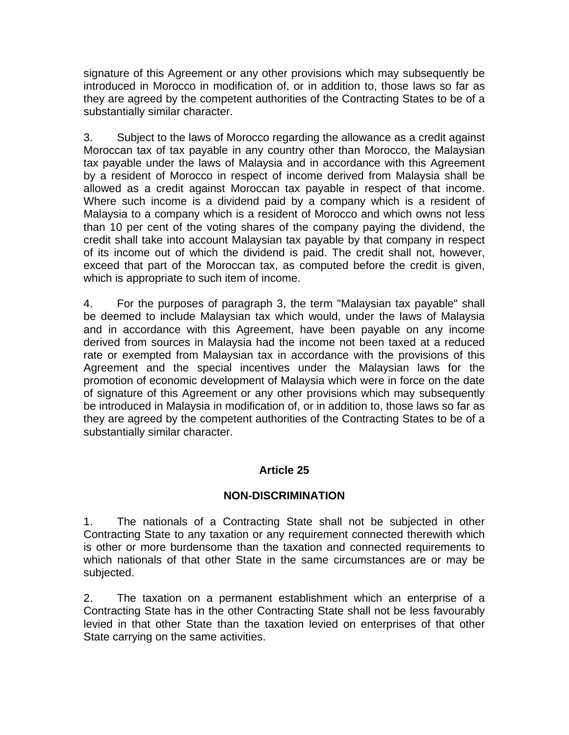signature of this Agreement or any other provisions which may subsequently be introduced in Morocco in modification of, or in addition to, those laws so far as they are agreed by the competent authorities of the Contracting States to be of a substantially similar character.

3. Subject to the laws of Morocco regarding the allowance as a credit against Moroccan tax of tax payable in any country other than Morocco, the Malaysian tax payable under the laws of Malaysia and in accordance with this Agreement by a resident of Morocco in respect of income derived from Malaysia shall be allowed as a credit against Moroccan tax payable in respect of that income. Where such income is a dividend paid by a company which is a resident of Malaysia to a company which is a resident of Morocco and which owns not less than 10 per cent of the voting shares of the company paying the dividend, the credit shall take into account Malaysian tax payable by that company in respect of its income out of which the dividend is paid. The credit shall not, however, exceed that part of the Moroccan tax, as computed before the credit is given, which is appropriate to such item of income.

4. For the purposes of paragraph 3, the term "Malaysian tax payable" shall be deemed to include Malaysian tax which would, under the laws of Malaysia and in accordance with this Agreement, have been payable on any income derived from sources in Malaysia had the income not been taxed at a reduced rate or exempted from Malaysian tax in accordance with the provisions of this Agreement and the special incentives under the Malaysian laws for the promotion of economic development of Malaysia which were in force on the date of signature of this Agreement or any other provisions which may subsequently be introduced in Malaysia in modification of, or in addition to, those laws so far as they are agreed by the competent authorities of the Contracting States to be of a substantially similar character.

## Article 25

## NON-DISCRIMINATION

1. The nationals of a Contracting State shall not be subjected in other Contracting State to any taxation or any requirement connected therewith which is other or more burdensome than the taxation and connected requirements to which nationals of that other State in the same circumstances are or may be subjected.

2. The taxation on a permanent establishment which an enterprise of a Contracting State has in the other Contracting State shall not be less favourably levied in that other State than the taxation levied on enterprises of that other State carrying on the same activities.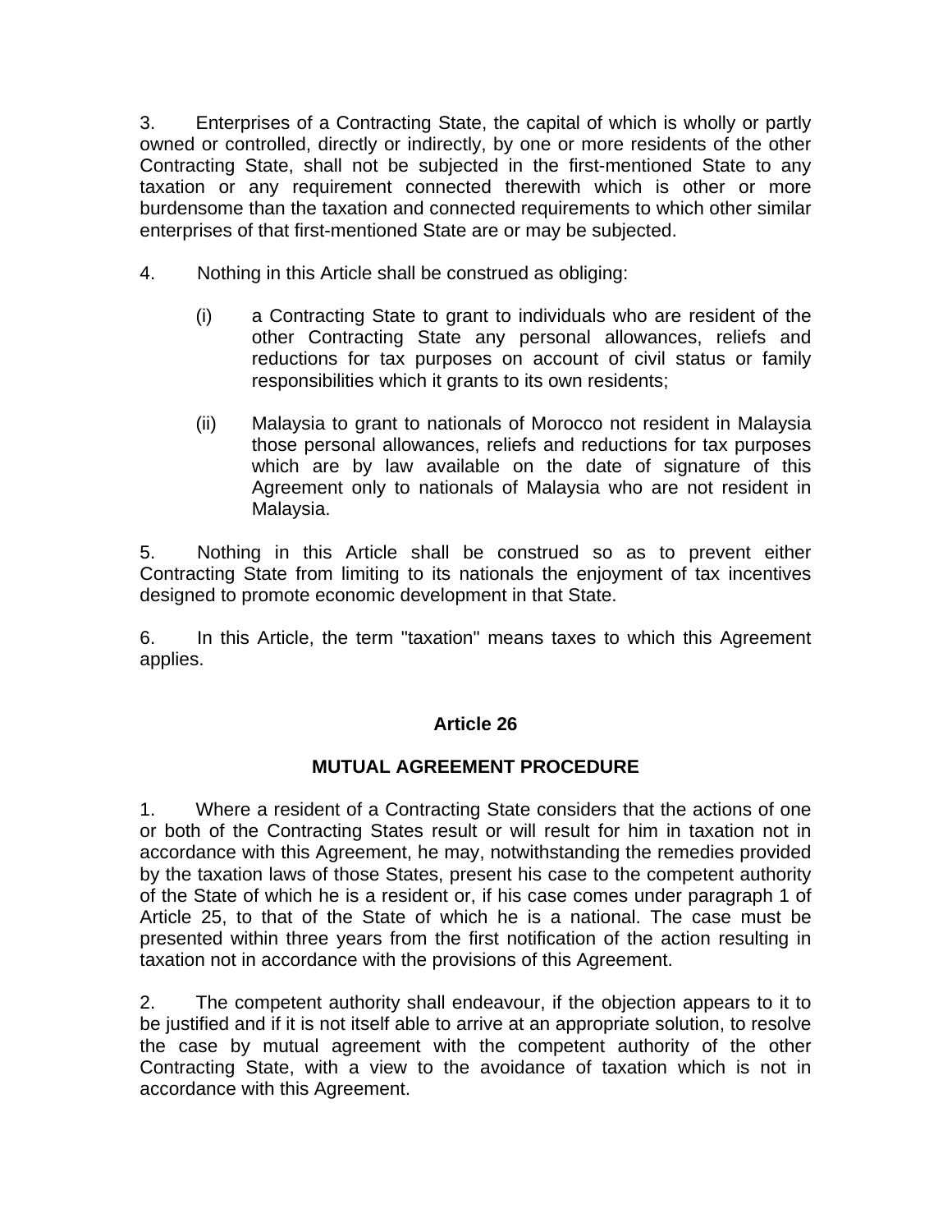3. Enterprises of a Contracting State, the capital of which is wholly or partly owned or controlled, directly or indirectly, by one or more residents of the other Contracting State, shall not be subjected in the first-mentioned State to any taxation or any requirement connected therewith which is other or more burdensome than the taxation and connected requirements to which other similar enterprises of that first-mentioned State are or may be subjected.

4. Nothing in this Article shall be construed as obliging:

(i) a Contracting State to grant to individuals who are resident of the other Contracting State any personal allowances, reliefs and reductions for tax purposes on account of civil status or family responsibilities which it grants to its own residents;

(ii) Malaysia to grant to nationals of Morocco not resident in Malaysia those personal allowances, reliefs and reductions for tax purposes which are by law available on the date of signature of this Agreement only to nationals of Malaysia who are not resident in Malaysia.

5. Nothing in this Article shall be construed so as to prevent either Contracting State from limiting to its nationals the enjoyment of tax incentives designed to promote economic development in that State.

6. In this Article, the term "taxation" means taxes to which this Agreement applies.

## Article 26

## MUTUAL AGREEMENT PROCEDURE

1. Where a resident of a Contracting State considers that the actions of one or both of the Contracting States result or will result for him in taxation not in accordance with this Agreement, he may, notwithstanding the remedies provided by the taxation laws of those States, present his case to the competent authority of the State of which he is a resident or, if his case comes under paragraph 1 of Article 25, to that of the State of which he is a national. The case must be presented within three years from the first notification of the action resulting in taxation not in accordance with the provisions of this Agreement.

2. The competent authority shall endeavour, if the objection appears to it to be justified and if it is not itself able to arrive at an appropriate solution, to resolve the case by mutual agreement with the competent authority of the other Contracting State, with a view to the avoidance of taxation which is not in accordance with this Agreement.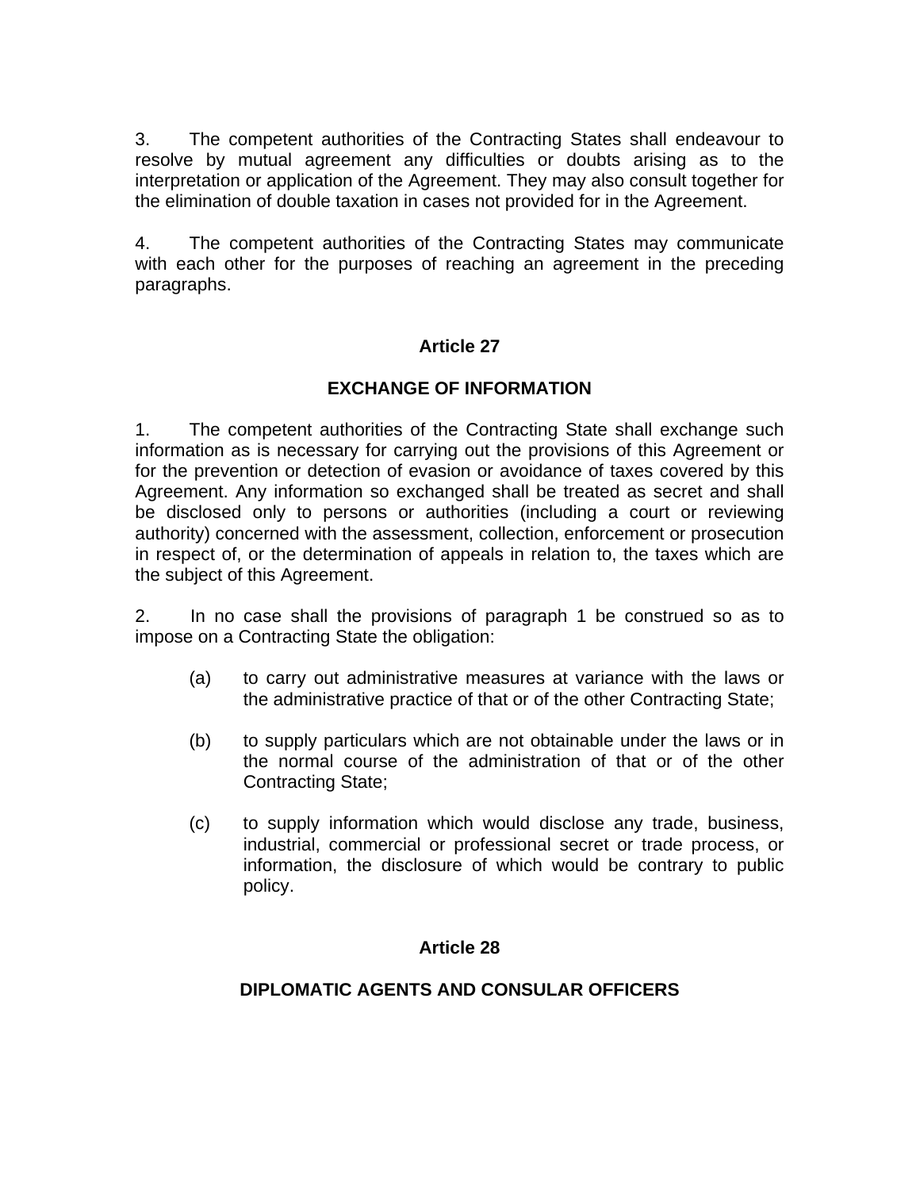3. The competent authorities of the Contracting States shall endeavour to resolve by mutual agreement any difficulties or doubts arising as to the interpretation or application of the Agreement. They may also consult together for the elimination of double taxation in cases not provided for in the Agreement.

4. The competent authorities of the Contracting States may communicate with each other for the purposes of reaching an agreement in the preceding paragraphs.

## Article 27

## EXCHANGE OF INFORMATION

1. The competent authorities of the Contracting State shall exchange such information as is necessary for carrying out the provisions of this Agreement or for the prevention or detection of evasion or avoidance of taxes covered by this Agreement. Any information so exchanged shall be treated as secret and shall be disclosed only to persons or authorities (including a court or reviewing authority) concerned with the assessment, collection, enforcement or prosecution in respect of, or the determination of appeals in relation to, the taxes which are the subject of this Agreement.

2. In no case shall the provisions of paragraph 1 be construed so as to impose on a Contracting State the obligation:

   (a) to carry out administrative measures at variance with the laws or the administrative practice of that or of the other Contracting State;

   (b) to supply particulars which are not obtainable under the laws or in the normal course of the administration of that or of the other Contracting State;

   (c) to supply information which would disclose any trade, business, industrial, commercial or professional secret or trade process, or information, the disclosure of which would be contrary to public policy.

## Article 28

## DIPLOMATIC AGENTS AND CONSULAR OFFICERS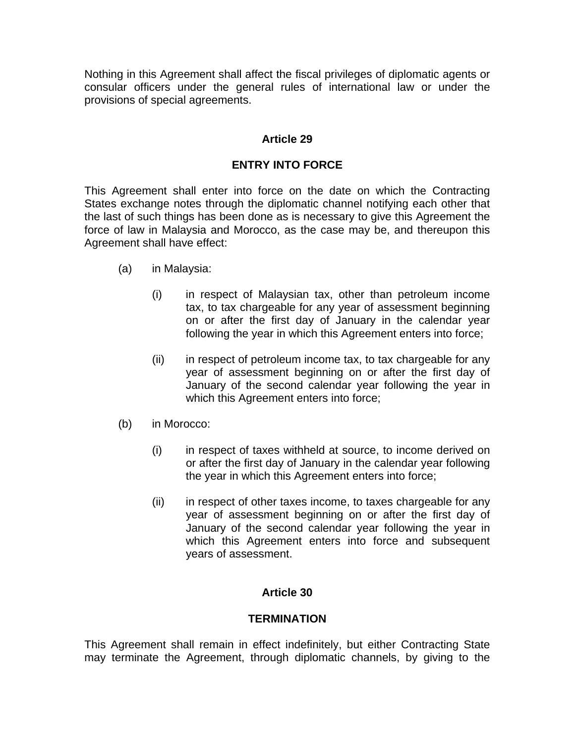Nothing in this Agreement shall affect the fiscal privileges of diplomatic agents or consular officers under the general rules of international law or under the provisions of special agreements.

**Article 29**

**ENTRY INTO FORCE**

This Agreement shall enter into force on the date on which the Contracting States exchange notes through the diplomatic channel notifying each other that the last of such things has been done as is necessary to give this Agreement the force of law in Malaysia and Morocco, as the case may be, and thereupon this Agreement shall have effect:

(a) in Malaysia:

(i) in respect of Malaysian tax, other than petroleum income tax, to tax chargeable for any year of assessment beginning on or after the first day of January in the calendar year following the year in which this Agreement enters into force;

(ii) in respect of petroleum income tax, to tax chargeable for any year of assessment beginning on or after the first day of January of the second calendar year following the year in which this Agreement enters into force;

(b) in Morocco:

(i) in respect of taxes withheld at source, to income derived on or after the first day of January in the calendar year following the year in which this Agreement enters into force;

(ii) in respect of other taxes income, to taxes chargeable for any year of assessment beginning on or after the first day of January of the second calendar year following the year in which this Agreement enters into force and subsequent years of assessment.

**Article 30**

**TERMINATION**

This Agreement shall remain in effect indefinitely, but either Contracting State may terminate the Agreement, through diplomatic channels, by giving to the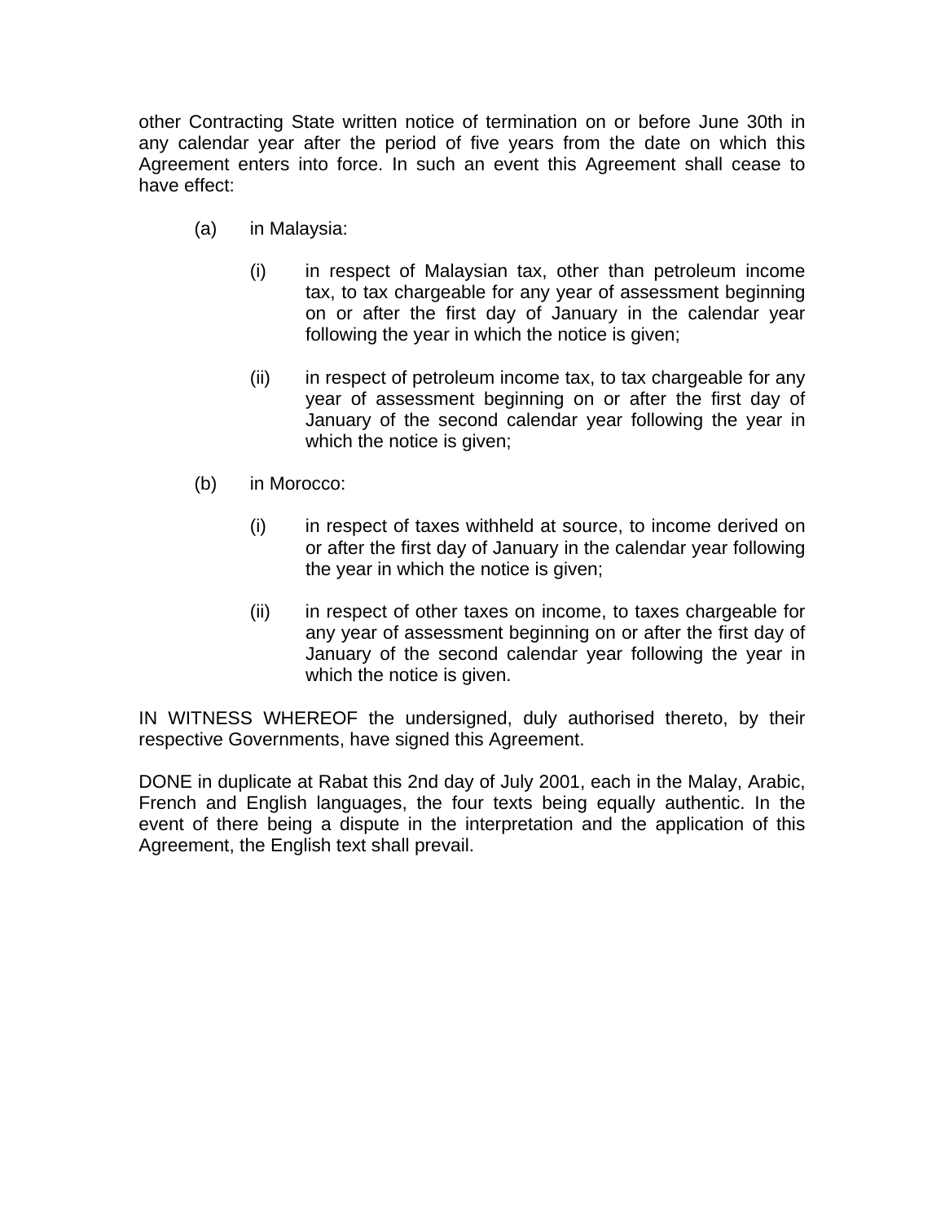other Contracting State written notice of termination on or before June 30th in any calendar year after the period of five years from the date on which this Agreement enters into force. In such an event this Agreement shall cease to have effect:

(a) in Malaysia:

(i) in respect of Malaysian tax, other than petroleum income tax, to tax chargeable for any year of assessment beginning on or after the first day of January in the calendar year following the year in which the notice is given;

(ii) in respect of petroleum income tax, to tax chargeable for any year of assessment beginning on or after the first day of January of the second calendar year following the year in which the notice is given;

(b) in Morocco:

(i) in respect of taxes withheld at source, to income derived on or after the first day of January in the calendar year following the year in which the notice is given;

(ii) in respect of other taxes on income, to taxes chargeable for any year of assessment beginning on or after the first day of January of the second calendar year following the year in which the notice is given.

IN WITNESS WHEREOF the undersigned, duly authorised thereto, by their respective Governments, have signed this Agreement.

DONE in duplicate at Rabat this 2nd day of July 2001, each in the Malay, Arabic, French and English languages, the four texts being equally authentic. In the event of there being a dispute in the interpretation and the application of this Agreement, the English text shall prevail.